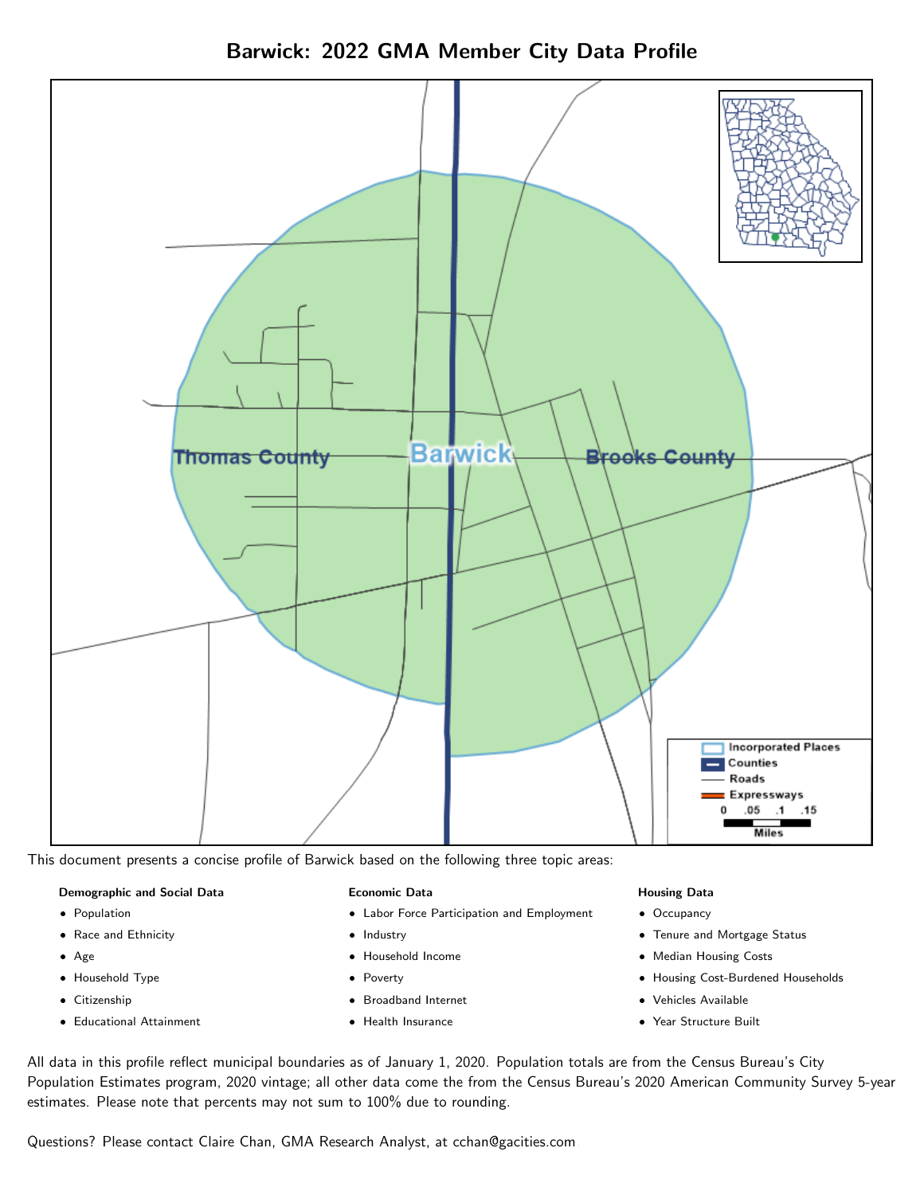# Barwick: 2022 GMA Member City Data Profile

This document presents a concise profile of Barwick based on the following three topic areas:

**Demographic and Social Data**

- Population
- Race and Ethnicity
- Age
- Household Type
- Citizenship
- Educational Attainment

**Economic Data**

- Labor Force Participation and Employment
- Industry
- Household Income
- Poverty
- Broadband Internet
- Health Insurance

**Housing Data**

- Occupancy
- Tenure and Mortgage Status
- Median Housing Costs
- Housing Cost-Burdened Households
- Vehicles Available
- Year Structure Built

All data in this profile reflect municipal boundaries as of January 1, 2020. Population totals are from the Census Bureau's City Population Estimates program, 2020 vintage; all other data come the from the Census Bureau's 2020 American Community Survey 5-year estimates. Please note that percents may not sum to 100% due to rounding.

Questions? Please contact Claire Chan, GMA Research Analyst, at cchan@gacities.com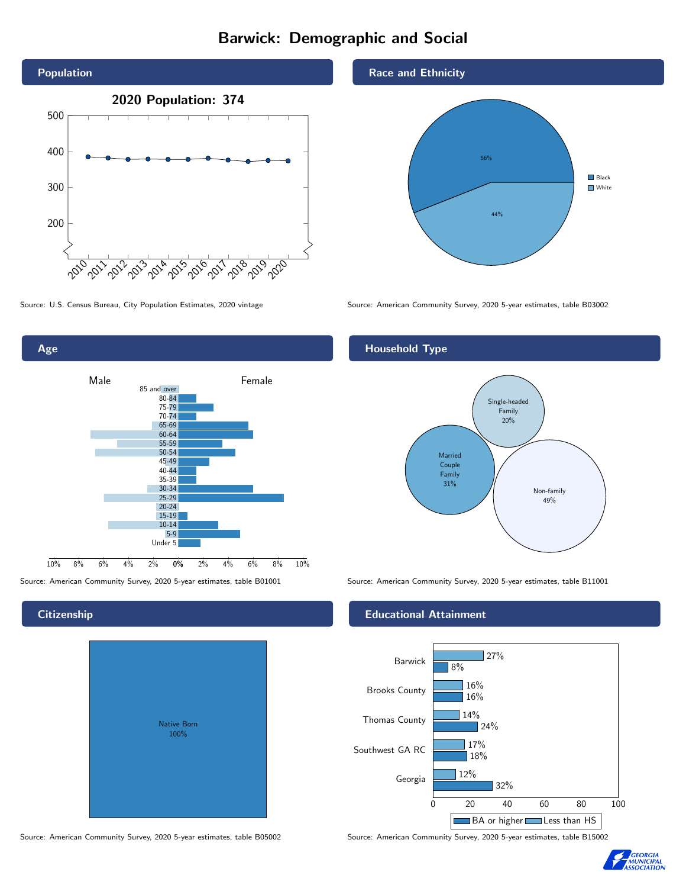# Barwick: Demographic and Social

## Population

2020 Population: 374

Source: U.S. Census Bureau, City Population Estimates, 2020 vintage

## Race and Ethnicity

| Race | Percent |
|---|---|
| Black | 56% |
| White | 44% |

Source: American Community Survey, 2020 5-year estimates, table B03002

## Age

Source: American Community Survey, 2020 5-year estimates, table B01001

## Household Type

| Household Type | Percent |
|---|---|
| Single-headed Family | 20% |
| Married Couple Family | 31% |
| Non-family | 49% |

Source: American Community Survey, 2020 5-year estimates, table B11001

## Citizenship

Native Born 100%

Source: American Community Survey, 2020 5-year estimates, table B05002

## Educational Attainment

| Area | Less than HS | BA or higher |
|---|---|---|
| Barwick | 27% | 8% |
| Brooks County | 16% | 16% |
| Thomas County | 14% | 24% |
| Southwest GA RC | 17% | 18% |
| Georgia | 12% | 32% |

Source: American Community Survey, 2020 5-year estimates, table B15002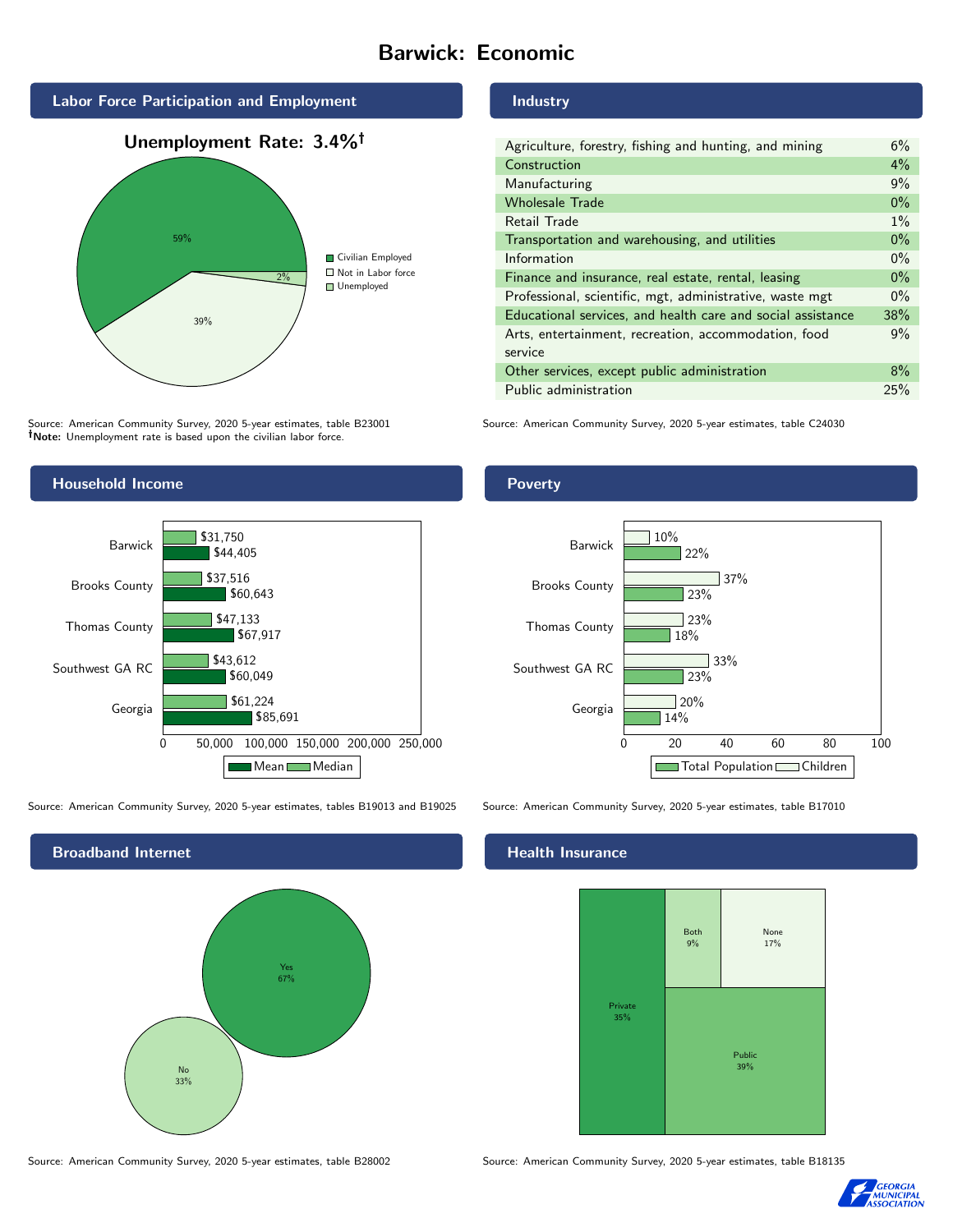# Barwick: Economic

## Labor Force Participation and Employment

**Unemployment Rate: 3.4%†**

| Category | Percent |
|---|---|
| Civilian Employed | 59% |
| Not in Labor force | 39% |
| Unemployed | 2% |

Source: American Community Survey, 2020 5-year estimates, table B23001
†**Note:** Unemployment rate is based upon the civilian labor force.

## Industry

| Industry | Percent |
|---|---|
| Agriculture, forestry, fishing and hunting, and mining | 6% |
| Construction | 4% |
| Manufacturing | 9% |
| Wholesale Trade | 0% |
| Retail Trade | 1% |
| Transportation and warehousing, and utilities | 0% |
| Information | 0% |
| Finance and insurance, real estate, rental, leasing | 0% |
| Professional, scientific, mgt, administrative, waste mgt | 0% |
| Educational services, and health care and social assistance | 38% |
| Arts, entertainment, recreation, accommodation, food service | 9% |
| Other services, except public administration | 8% |
| Public administration | 25% |

Source: American Community Survey, 2020 5-year estimates, table C24030

## Household Income

| Area | Median | Mean |
|---|---|---|
| Barwick | $31,750 | $44,405 |
| Brooks County | $37,516 | $60,643 |
| Thomas County | $47,133 | $67,917 |
| Southwest GA RC | $43,612 | $60,049 |
| Georgia | $61,224 | $85,691 |

Source: American Community Survey, 2020 5-year estimates, tables B19013 and B19025

## Poverty

| Area | Children | Total Population |
|---|---|---|
| Barwick | 10% | 22% |
| Brooks County | 37% | 23% |
| Thomas County | 23% | 18% |
| Southwest GA RC | 33% | 23% |
| Georgia | 20% | 14% |

Source: American Community Survey, 2020 5-year estimates, table B17010

## Broadband Internet

| Response | Percent |
|---|---|
| Yes | 67% |
| No | 33% |

Source: American Community Survey, 2020 5-year estimates, table B28002

## Health Insurance

| Type | Percent |
|---|---|
| Private | 35% |
| Both | 9% |
| None | 17% |
| Public | 39% |

Source: American Community Survey, 2020 5-year estimates, table B18135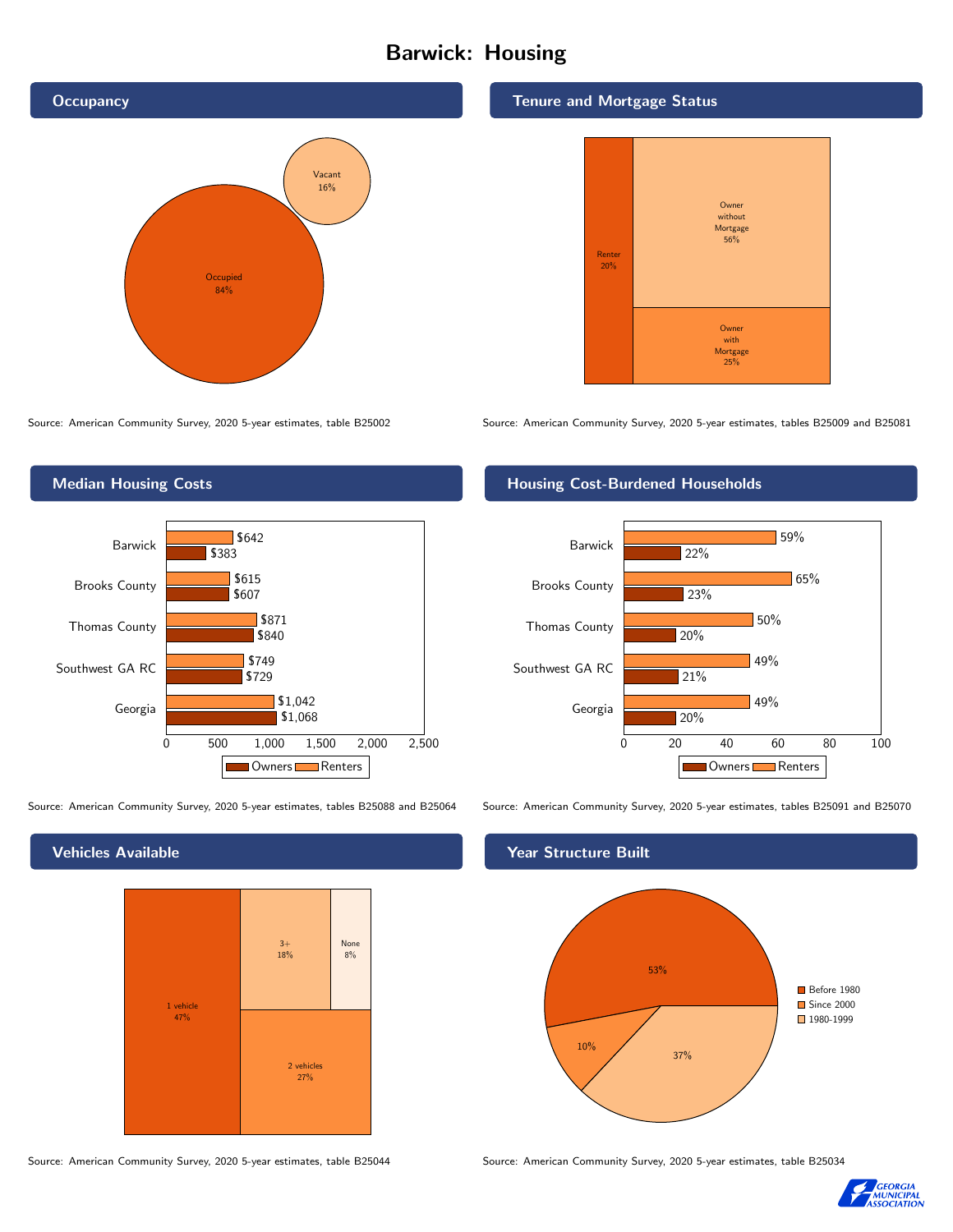# Barwick: Housing

## Occupancy

Vacant
16%

Occupied
84%

Source: American Community Survey, 2020 5-year estimates, table B25002

## Tenure and Mortgage Status

Renter
20%

Owner
without
Mortgage
56%

Owner
with
Mortgage
25%

Source: American Community Survey, 2020 5-year estimates, tables B25009 and B25081

## Median Housing Costs

Barwick
$642
$383

Brooks County
$615
$607

Thomas County
$871
$840

Southwest GA RC
$749
$729

Georgia
$1,042
$1,068

0 500 1,000 1,500 2,000 2,500

Owners Renters

Source: American Community Survey, 2020 5-year estimates, tables B25088 and B25064

## Housing Cost-Burdened Households

Barwick
59%
22%

Brooks County
65%
23%

Thomas County
50%
20%

Southwest GA RC
49%
21%

Georgia
49%
20%

0 20 40 60 80 100

Owners Renters

Source: American Community Survey, 2020 5-year estimates, tables B25091 and B25070

## Vehicles Available

1 vehicle
47%

3+
18%

None
8%

2 vehicles
27%

Source: American Community Survey, 2020 5-year estimates, table B25044

## Year Structure Built

53%

10%

37%

Before 1980
Since 2000
1980-1999

Source: American Community Survey, 2020 5-year estimates, table B25034